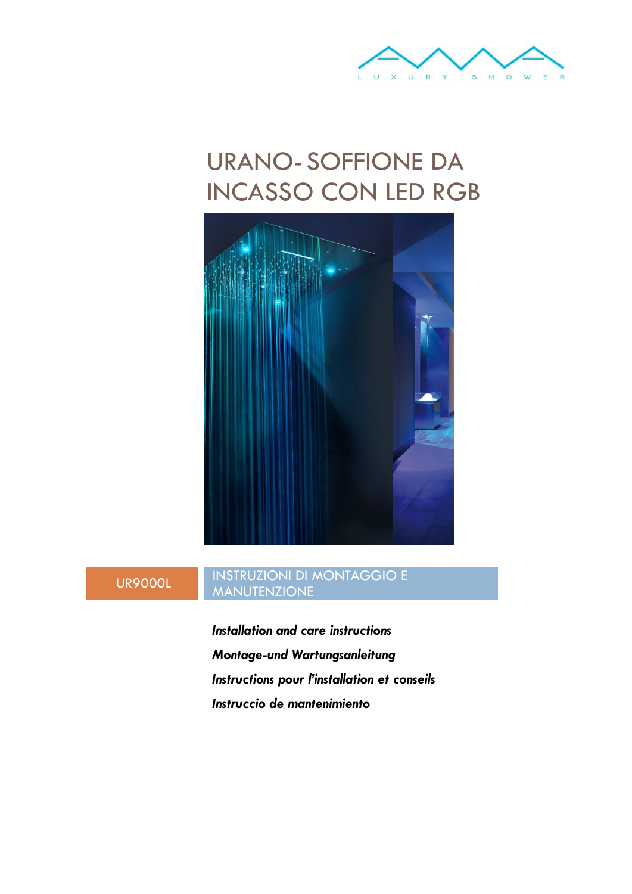L U X U R Y S H O W E R

# URANO- SOFFIONE DA INCASSO CON LED RGB

UR9000L

INSTRUZIONI DI MONTAGGIO E MANUTENZIONE

*Installation and care instructions*

*Montage-und Wartungsanleitung*

*Instructions pour l'installation et conseils*

*Instruccio de mantenimiento*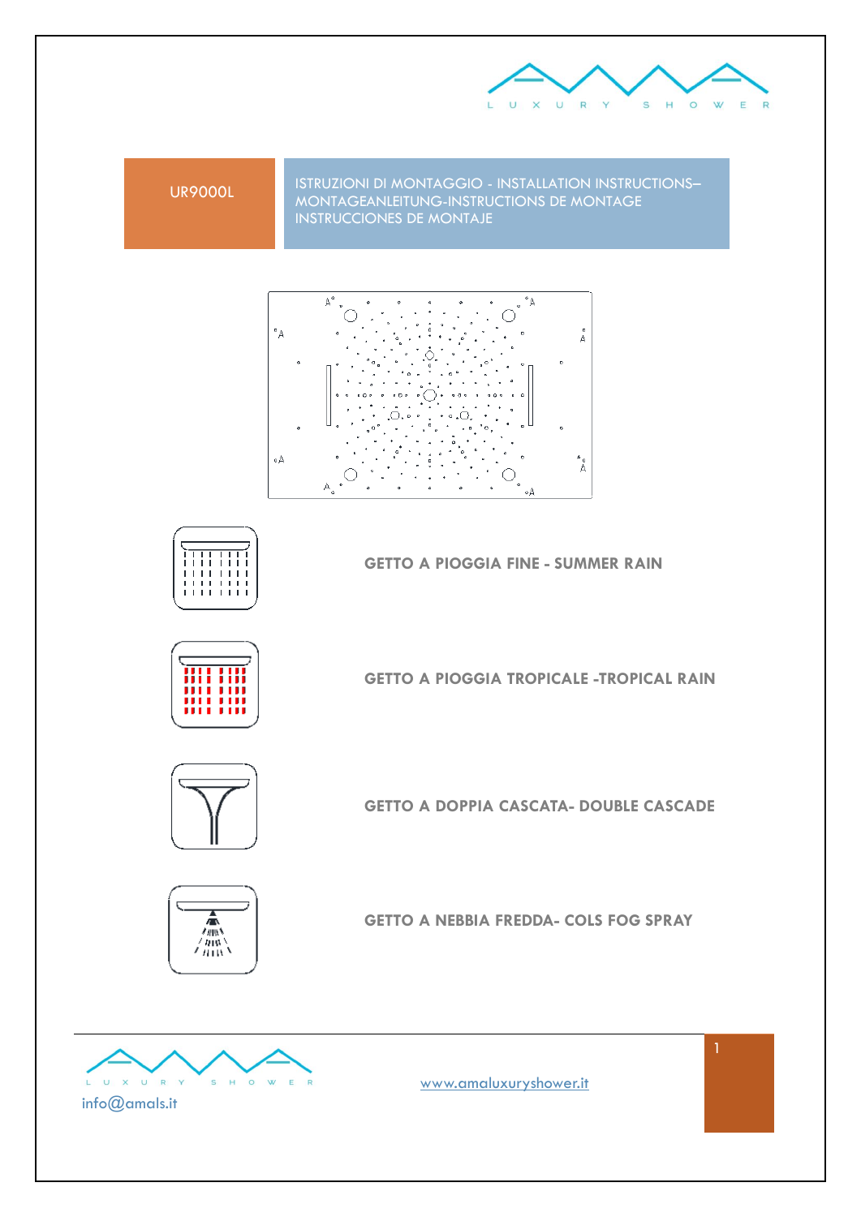UR9000L

ISTRUZIONI DI MONTAGGIO - INSTALLATION INSTRUCTIONS– MONTAGEANLEITUNG-INSTRUCTIONS DE MONTAGE INSTRUCCIONES DE MONTAJE

**GETTO A PIOGGIA FINE - SUMMER RAIN**

**GETTO A PIOGGIA TROPICALE -TROPICAL RAIN**

**GETTO A DOPPIA CASCATA- DOUBLE CASCADE**

**GETTO A NEBBIA FREDDA- COLS FOG SPRAY**

info@amals.it

www.amaluxuryshower.it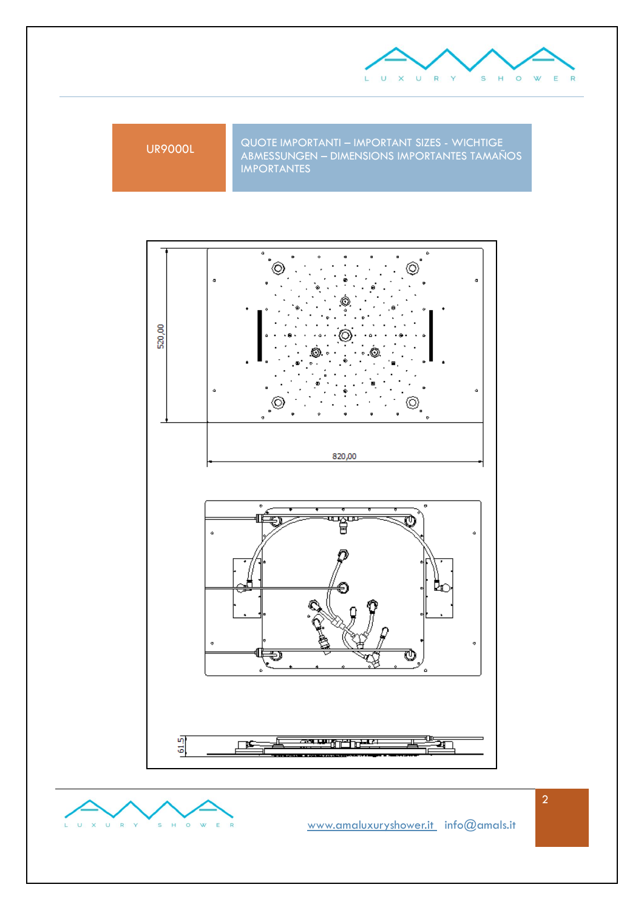UR9000L

QUOTE IMPORTANTI – IMPORTANT SIZES - WICHTIGE ABMESSUNGEN – DIMENSIONS IMPORTANTES TAMAÑOS IMPORTANTES

520,00

820,00

61,5

www.amaluxuryshower.it info@amals.it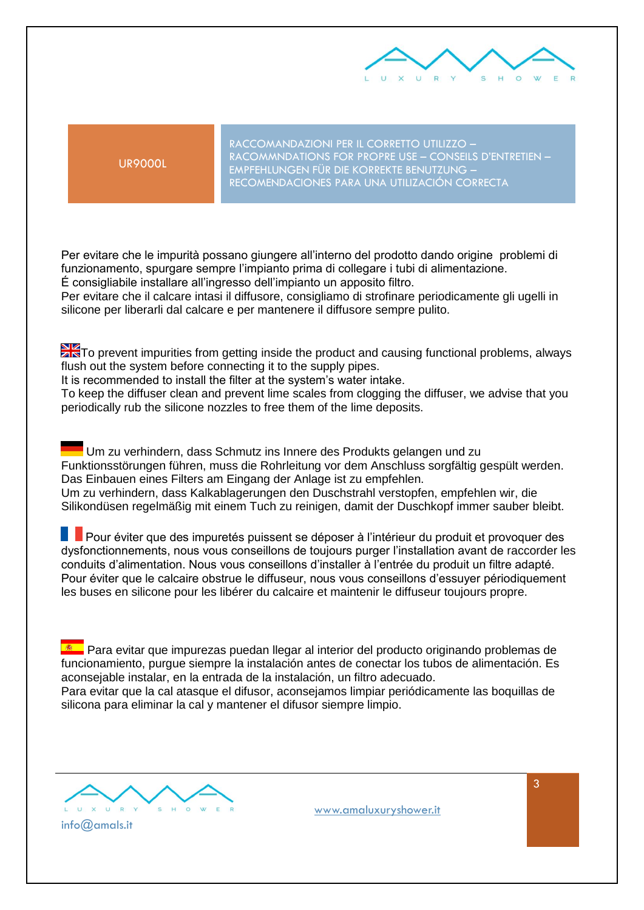| UR9000L | RACCOMANDAZIONI PER IL CORRETTO UTILIZZO – RACOMMNDATIONS FOR PROPRE USE – CONSEILS D'ENTRETIEN – EMPFEHLUNGEN FÜR DIE KORREKTE BENUTZUNG – RECOMENDACIONES PARA UNA UTILIZACIÓN CORRECTA |
|---|---|

Per evitare che le impurità possano giungere all'interno del prodotto dando origine problemi di funzionamento, spurgare sempre l'impianto prima di collegare i tubi di alimentazione.
É consigliabile installare all'ingresso dell'impianto un apposito filtro.
Per evitare che il calcare intasi il diffusore, consigliamo di strofinare periodicamente gli ugelli in silicone per liberarli dal calcare e per mantenere il diffusore sempre pulito.

To prevent impurities from getting inside the product and causing functional problems, always flush out the system before connecting it to the supply pipes.
It is recommended to install the filter at the system's water intake.
To keep the diffuser clean and prevent lime scales from clogging the diffuser, we advise that you periodically rub the silicone nozzles to free them of the lime deposits.

Um zu verhindern, dass Schmutz ins Innere des Produkts gelangen und zu Funktionsstörungen führen, muss die Rohrleitung vor dem Anschluss sorgfältig gespült werden.
Das Einbauen eines Filters am Eingang der Anlage ist zu empfehlen.
Um zu verhindern, dass Kalkablagerungen den Duschstrahl verstopfen, empfehlen wir, die Silikondüsen regelmäßig mit einem Tuch zu reinigen, damit der Duschkopf immer sauber bleibt.

Pour éviter que des impuretés puissent se déposer à l'intérieur du produit et provoquer des dysfonctionnements, nous vous conseillons de toujours purger l'installation avant de raccorder les conduits d'alimentation. Nous vous conseillons d'installer à l'entrée du produit un filtre adapté.
Pour éviter que le calcaire obstrue le diffuseur, nous vous conseillons d'essuyer périodiquement les buses en silicone pour les libérer du calcaire et maintenir le diffuseur toujours propre.

Para evitar que impurezas puedan llegar al interior del producto originando problemas de funcionamiento, purgue siempre la instalación antes de conectar los tubos de alimentación. Es aconsejable instalar, en la entrada de la instalación, un filtro adecuado.
Para evitar que la cal atasque el difusor, aconsejamos limpiar periódicamente las boquillas de silicona para eliminar la cal y mantener el difusor siempre limpio.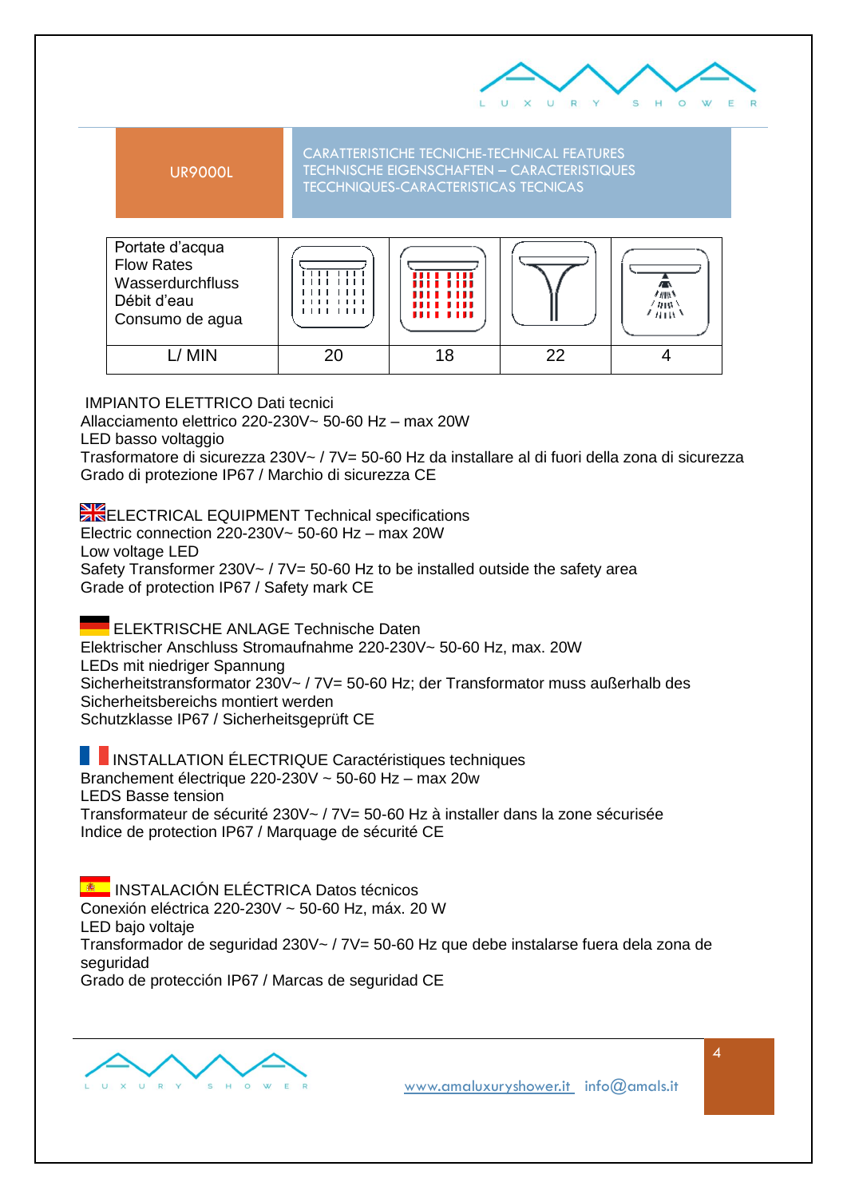| UR9000L | CARATTERISTICHE TECNICHE-TECHNICAL FEATURES TECHNISCHE EIGENSCHAFTEN – CARACTERISTIQUES TECCHNIQUES-CARACTERISTICAS TECNICAS |
|---|---|

| Portate d'acqua<br>Flow Rates<br>Wasserdurchfluss<br>Débit d'eau<br>Consumo de agua | | | | |
|---|---|---|---|---|
| L/ MIN | 20 | 18 | 22 | 4 |

IMPIANTO ELETTRICO Dati tecnici
Allacciamento elettrico 220-230V~ 50-60 Hz – max 20W
LED basso voltaggio
Trasformatore di sicurezza 230V~ / 7V= 50-60 Hz da installare al di fuori della zona di sicurezza
Grado di protezione IP67 / Marchio di sicurezza CE

ELECTRICAL EQUIPMENT Technical specifications
Electric connection 220-230V~ 50-60 Hz – max 20W
Low voltage LED
Safety Transformer 230V~ / 7V= 50-60 Hz to be installed outside the safety area
Grade of protection IP67 / Safety mark CE

ELEKTRISCHE ANLAGE Technische Daten
Elektrischer Anschluss Stromaufnahme 220-230V~ 50-60 Hz, max. 20W
LEDs mit niedriger Spannung
Sicherheitstransformator 230V~ / 7V= 50-60 Hz; der Transformator muss außerhalb des Sicherheitsbereichs montiert werden
Schutzklasse IP67 / Sicherheitsgeprüft CE

INSTALLATION ÉLECTRIQUE Caractéristiques techniques
Branchement électrique 220-230V ~ 50-60 Hz – max 20w
LEDS Basse tension
Transformateur de sécurité 230V~ / 7V= 50-60 Hz à installer dans la zone sécurisée
Indice de protection IP67 / Marquage de sécurité CE

INSTALACIÓN ELÉCTRICA Datos técnicos
Conexión eléctrica 220-230V ~ 50-60 Hz, máx. 20 W
LED bajo voltaje
Transformador de seguridad 230V~ / 7V= 50-60 Hz que debe instalarse fuera dela zona de seguridad
Grado de protección IP67 / Marcas de seguridad CE

www.amaluxuryshower.it info@amals.it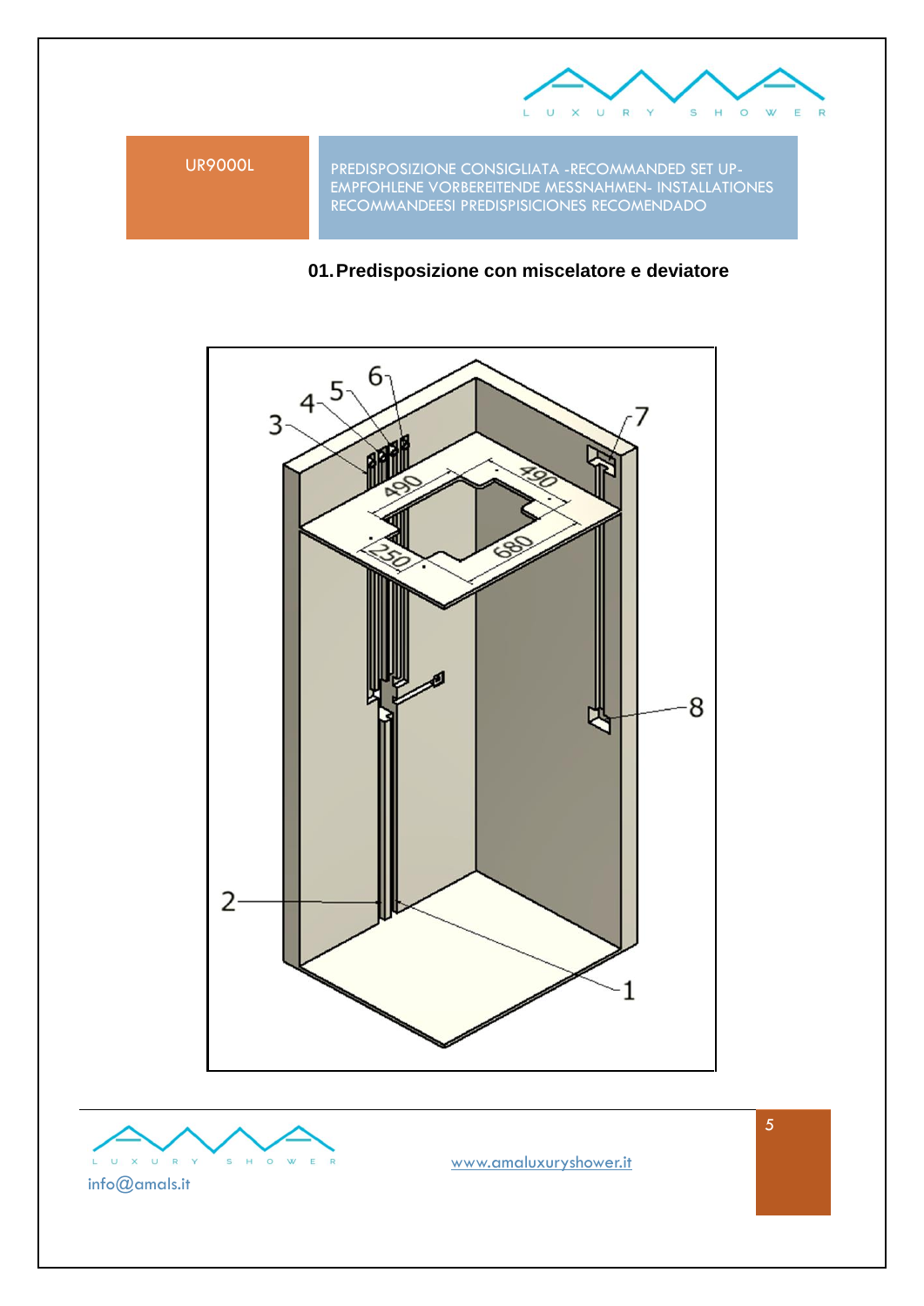UR9000L

PREDISPOSIZIONE CONSIGLIATA -RECOMMANDED SET UP- EMPFOHLENE VORBEREITENDE MESSNAHMEN- INSTALLATIONES RECOMMANDEESI PREDISPISICIONES RECOMENDADO

## 01. Predisposizione con miscelatore e deviatore

www.amaluxuryshower.it

info@amals.it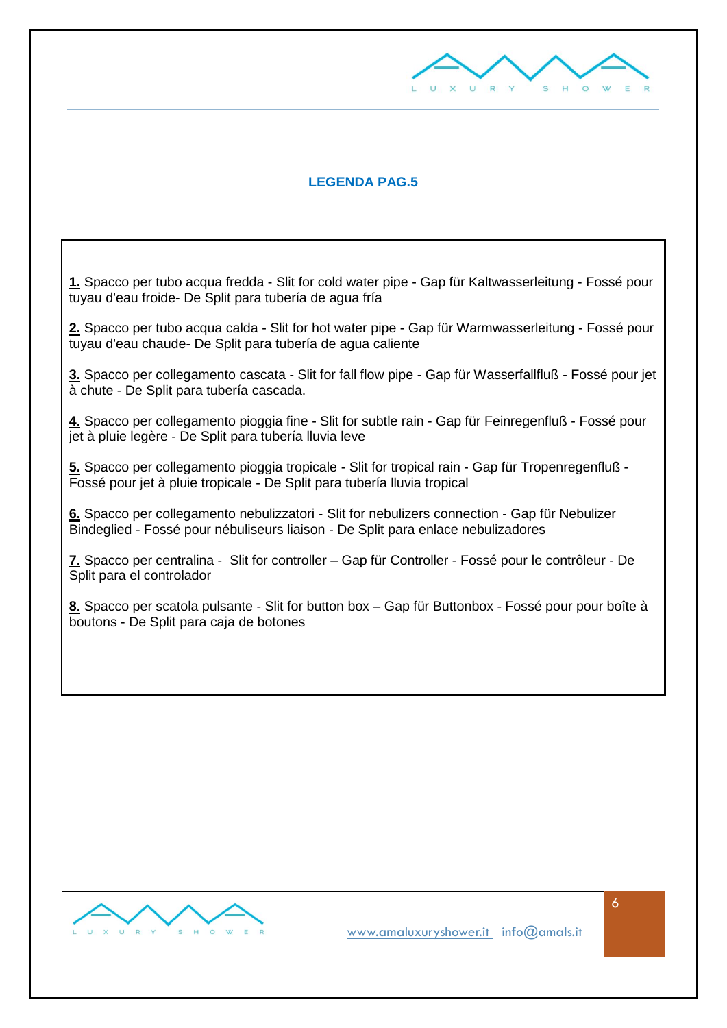## LEGENDA PAG.5

**1.** Spacco per tubo acqua fredda - Slit for cold water pipe - Gap für Kaltwasserleitung - Fossé pour tuyau d'eau froide- De Split para tubería de agua fría

**2.** Spacco per tubo acqua calda - Slit for hot water pipe - Gap für Warmwasserleitung - Fossé pour tuyau d'eau chaude- De Split para tubería de agua caliente

**3.** Spacco per collegamento cascata - Slit for fall flow pipe - Gap für Wasserfallfluß - Fossé pour jet à chute - De Split para tubería cascada.

**4.** Spacco per collegamento pioggia fine - Slit for subtle rain - Gap für Feinregenfluß - Fossé pour jet à pluie legère - De Split para tubería lluvia leve

**5.** Spacco per collegamento pioggia tropicale - Slit for tropical rain - Gap für Tropenregenfluß - Fossé pour jet à pluie tropicale - De Split para tubería lluvia tropical

**6.** Spacco per collegamento nebulizzatori - Slit for nebulizers connection - Gap für Nebulizer Bindeglied - Fossé pour nébuliseurs liaison - De Split para enlace nebulizadores

**7.** Spacco per centralina - Slit for controller – Gap für Controller - Fossé pour le contrôleur - De Split para el controlador

**8.** Spacco per scatola pulsante - Slit for button box – Gap für Buttonbox - Fossé pour pour boîte à boutons - De Split para caja de botones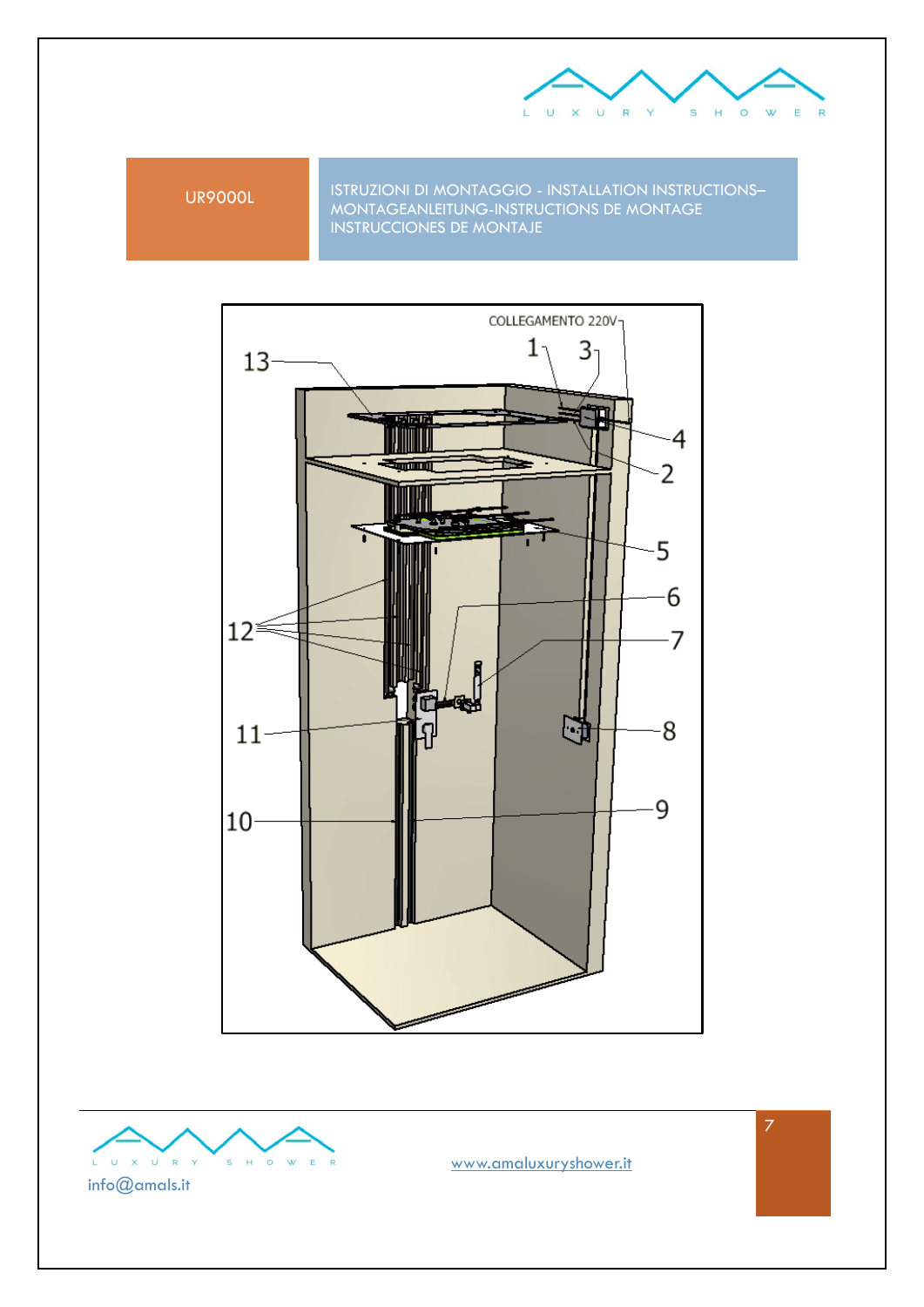UR9000L

ISTRUZIONI DI MONTAGGIO - INSTALLATION INSTRUCTIONS– MONTAGEANLEITUNG-INSTRUCTIONS DE MONTAGE INSTRUCCIONES DE MONTAJE

COLLEGAMENTO 220V

1 3 4 2 5 6 7 8 9 10 11 12 13

info@amals.it

www.amaluxuryshower.it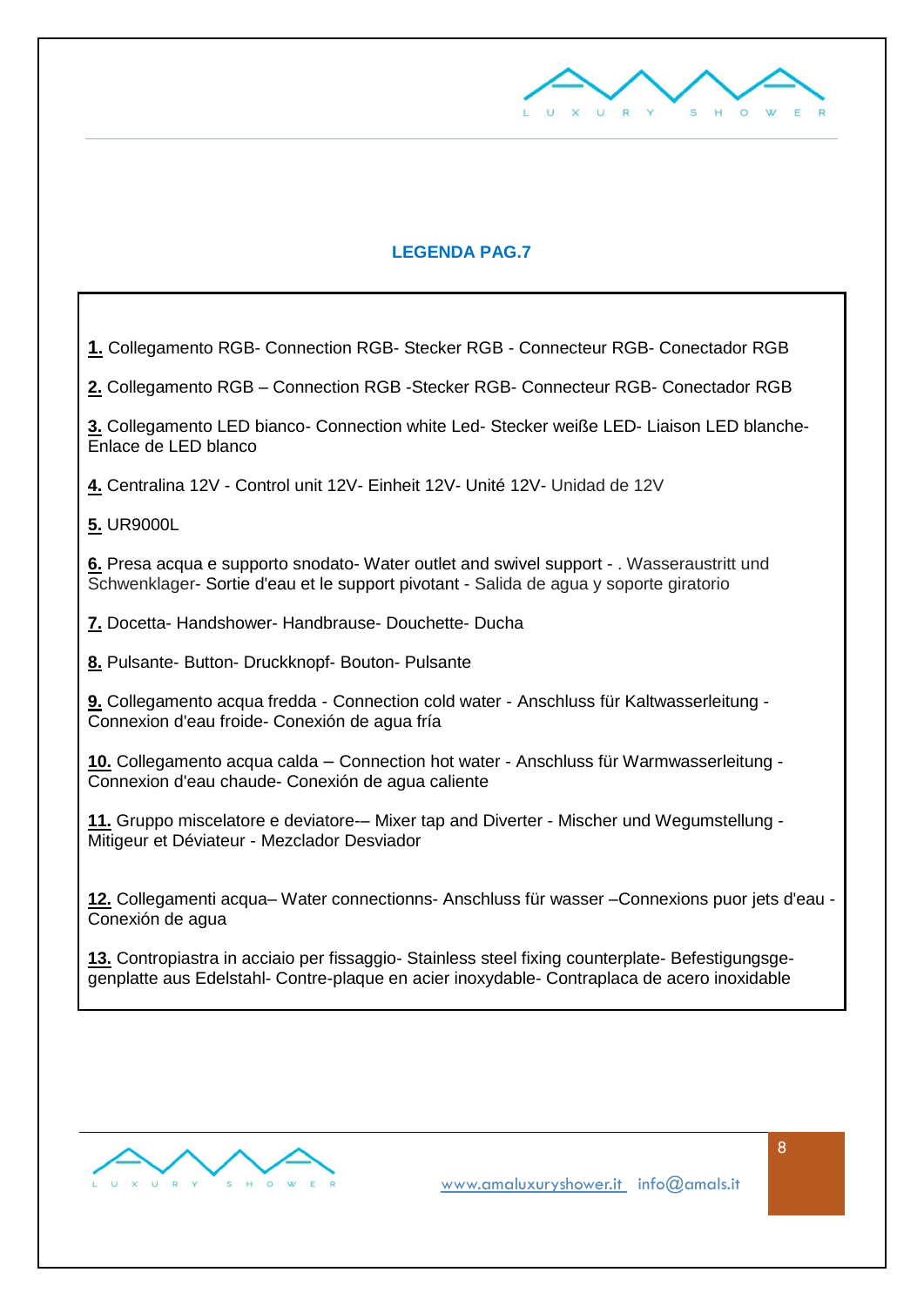## LEGENDA PAG.7

**1.** Collegamento RGB- Connection RGB- Stecker RGB - Connecteur RGB- Conectador RGB

**2.** Collegamento RGB – Connection RGB -Stecker RGB- Connecteur RGB- Conectador RGB

**3.** Collegamento LED bianco- Connection white Led- Stecker weiße LED- Liaison LED blanche- Enlace de LED blanco

**4.** Centralina 12V - Control unit 12V- Einheit 12V- Unité 12V- Unidad de 12V

**5.** UR9000L

**6.** Presa acqua e supporto snodato- Water outlet and swivel support - . Wasseraustritt und Schwenklager- Sortie d'eau et le support pivotant - Salida de agua y soporte giratorio

**7.** Docetta- Handshower- Handbrause- Douchette- Ducha

**8.** Pulsante- Button- Druckknopf- Bouton- Pulsante

**9.** Collegamento acqua fredda - Connection cold water - Anschluss für Kaltwasserleitung - Connexion d'eau froide- Conexión de agua fría

**10.** Collegamento acqua calda – Connection hot water - Anschluss für Warmwasserleitung - Connexion d'eau chaude- Conexión de agua caliente

**11.** Gruppo miscelatore e deviatore-– Mixer tap and Diverter - Mischer und Wegumstellung - Mitigeur et Déviateur - Mezclador Desviador

**12.** Collegamenti acqua– Water connectionns- Anschluss für wasser –Connexions puor jets d'eau - Conexión de agua

**13.** Contropiastra in acciaio per fissaggio- Stainless steel fixing counterplate- Befestigungsge-genplatte aus Edelstahl- Contre-plaque en acier inoxydable- Contraplaca de acero inoxidable

www.amaluxuryshower.it info@amals.it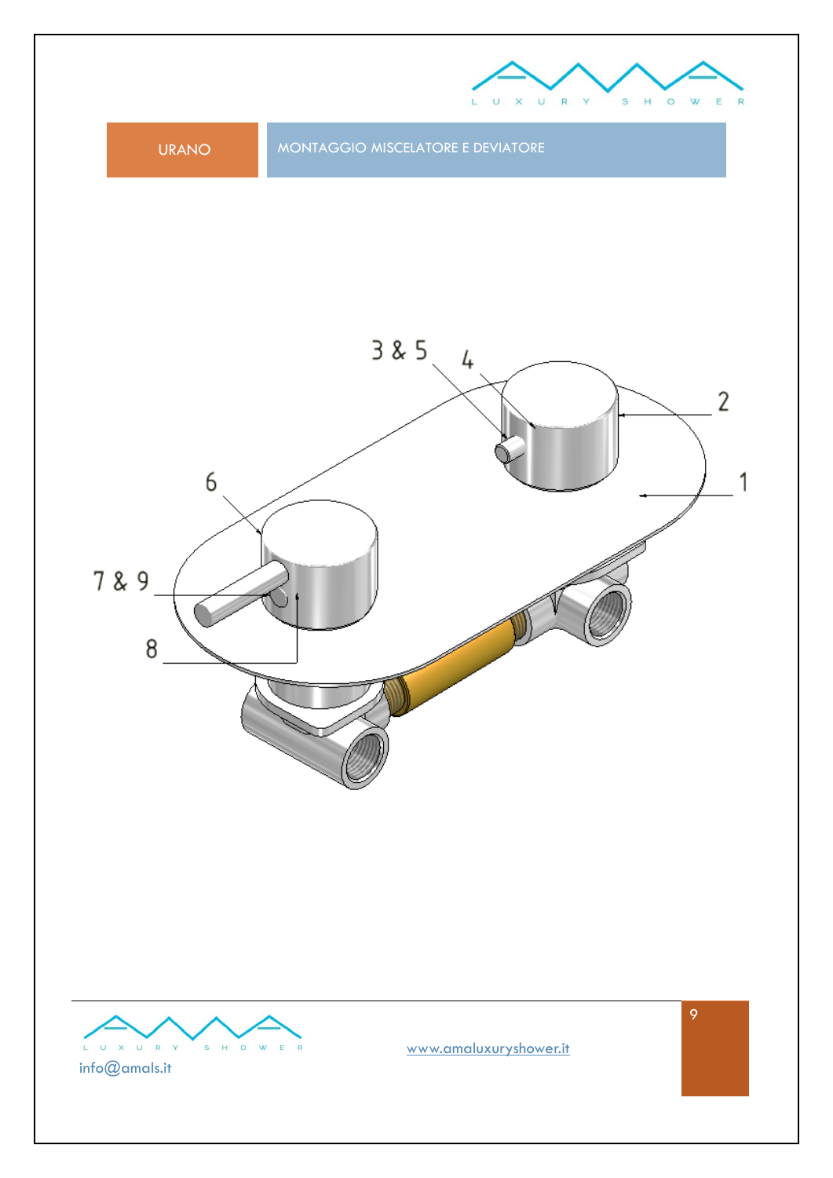URANO

MONTAGGIO MISCELATORE E DEVIATORE

3 & 5

4

2

1

6

7 & 9

8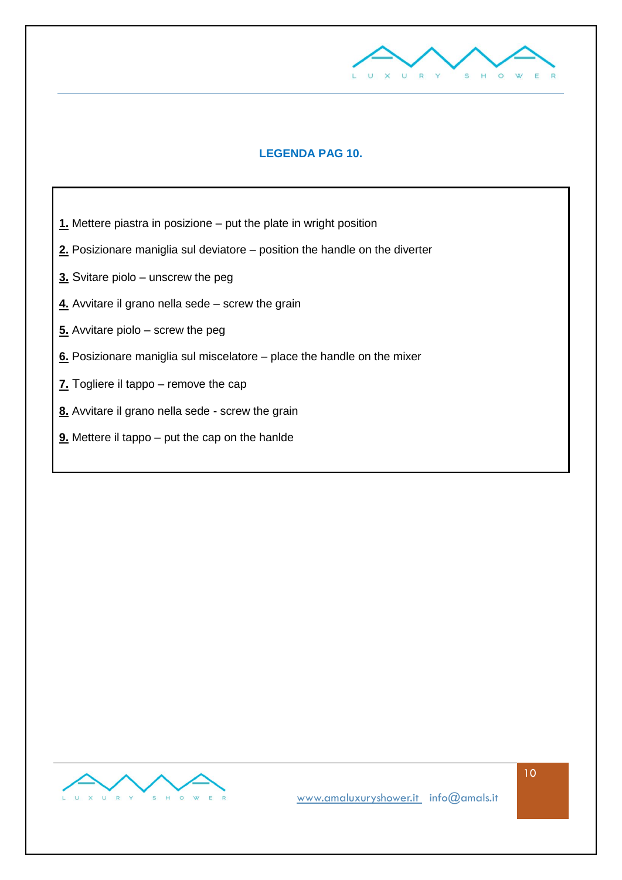## LEGENDA PAG 10.

**1.** Mettere piastra in posizione – put the plate in wright position

**2.** Posizionare maniglia sul deviatore – position the handle on the diverter

**3.** Svitare piolo – unscrew the peg

**4.** Avvitare il grano nella sede – screw the grain

**5.** Avvitare piolo – screw the peg

**6.** Posizionare maniglia sul miscelatore – place the handle on the mixer

**7.** Togliere il tappo – remove the cap

**8.** Avvitare il grano nella sede - screw the grain

**9.** Mettere il tappo – put the cap on the hanlde

www.amaluxuryshower.it info@amals.it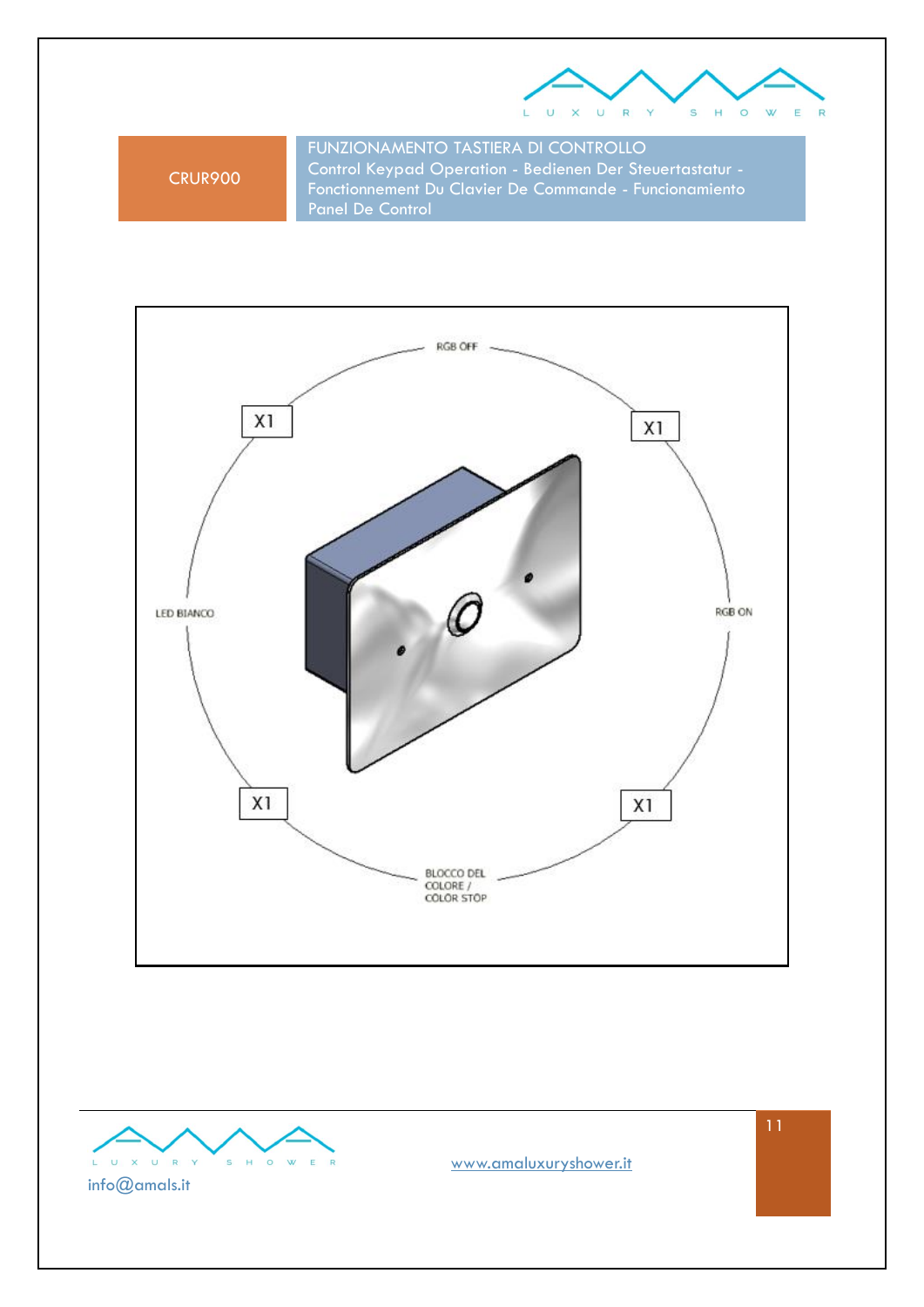CRUR900

**FUNZIONAMENTO TASTIERA DI CONTROLLO**
Control Keypad Operation - Bedienen Der Steuertastatur - Fonctionnement Du Clavier De Commande - Funcionamiento Panel De Control

RGB OFF

X1

X1

LED BIANCO

RGB ON

X1

X1

BLOCCO DEL COLORE / COLOR STOP

info@amals.it

www.amaluxuryshower.it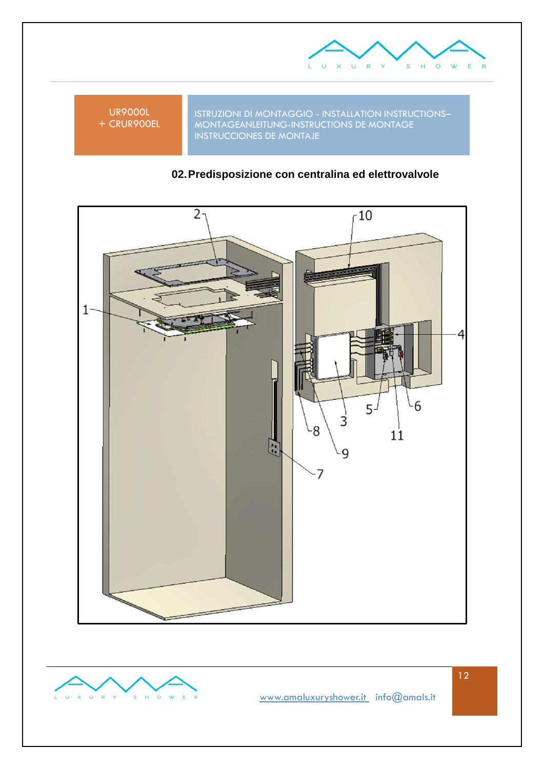UR9000L
+ CRUR900EL

ISTRUZIONI DI MONTAGGIO - INSTALLATION INSTRUCTIONS– MONTAGEANLEITUNG-INSTRUCTIONS DE MONTAGE INSTRUCCIONES DE MONTAJE

## 02. Predisposizione con centralina ed elettrovalvole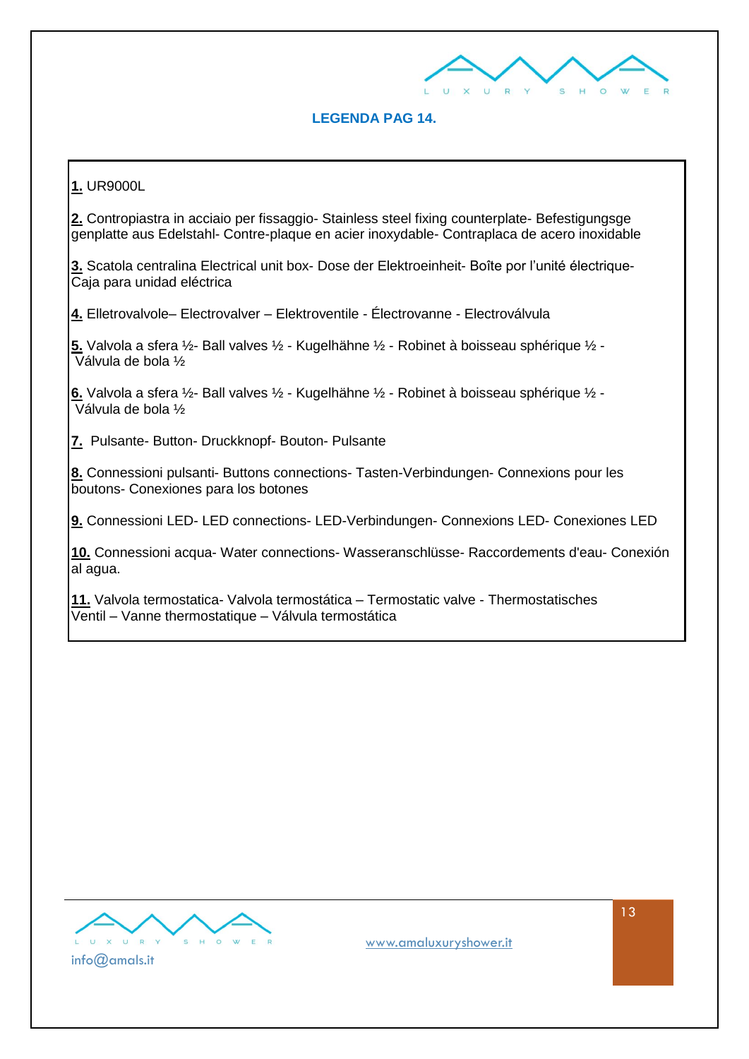## LEGENDA PAG 14.

**1.** UR9000L

**2.** Contropiastra in acciaio per fissaggio- Stainless steel fixing counterplate- Befestigungsgegenplatte aus Edelstahl- Contre-plaque en acier inoxydable- Contraplaca de acero inoxidable

**3.** Scatola centralina Electrical unit box- Dose der Elektroeinheit- Boîte por l'unité électrique- Caja para unidad eléctrica

**4.** Elletrovalvole– Electrovalver – Elektroventile - Électrovanne - Electroválvula

**5.** Valvola a sfera ½- Ball valves ½ - Kugelhähne ½ - Robinet à boisseau sphérique ½ - Válvula de bola ½

**6.** Valvola a sfera ½- Ball valves ½ - Kugelhähne ½ - Robinet à boisseau sphérique ½ - Válvula de bola ½

**7.** Pulsante- Button- Druckknopf- Bouton- Pulsante

**8.** Connessioni pulsanti- Buttons connections- Tasten-Verbindungen- Connexions pour les boutons- Conexiones para los botones

**9.** Connessioni LED- LED connections- LED-Verbindungen- Connexions LED- Conexiones LED

**10.** Connessioni acqua- Water connections- Wasseranschlüsse- Raccordements d'eau- Conexión al agua.

**11.** Valvola termostatica- Valvola termostática – Termostatic valve - Thermostatisches Ventil – Vanne thermostatique – Válvula termostática

info@amals.it

www.amaluxuryshower.it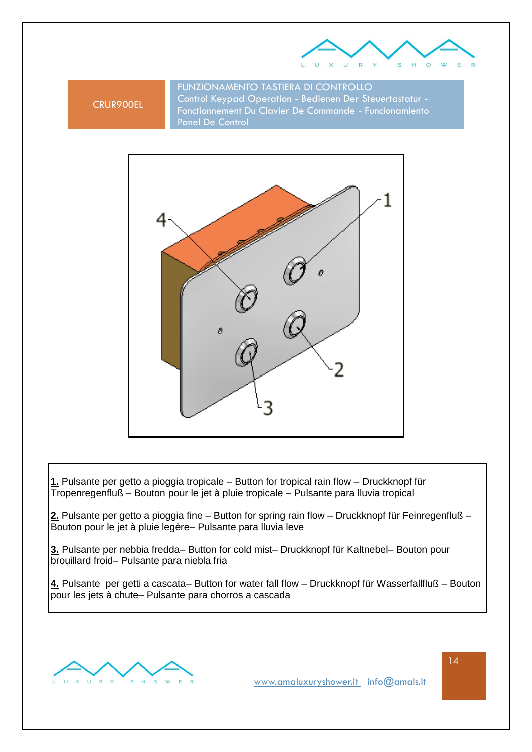CRUR900EL

**FUNZIONAMENTO TASTIERA DI CONTROLLO**
Control Keypad Operation - Bedienen Der Steuertastatur - Fonctionnement Du Clavier De Commande - Funcionamiento Panel De Control

**1.** Pulsante per getto a pioggia tropicale – Button for tropical rain flow – Druckknopf für Tropenregenfluß – Bouton pour le jet à pluie tropicale – Pulsante para lluvia tropical

**2.** Pulsante per getto a pioggia fine – Button for spring rain flow – Druckknopf für Feinregenfluß – Bouton pour le jet à pluie legère– Pulsante para lluvia leve

**3.** Pulsante per nebbia fredda– Button for cold mist– Druckknopf für Kaltnebel– Bouton pour brouillard froid– Pulsante para niebla fria

**4.** Pulsante per getti a cascata– Button for water fall flow – Druckknopf für Wasserfallfluß – Bouton pour les jets à chute– Pulsante para chorros a cascada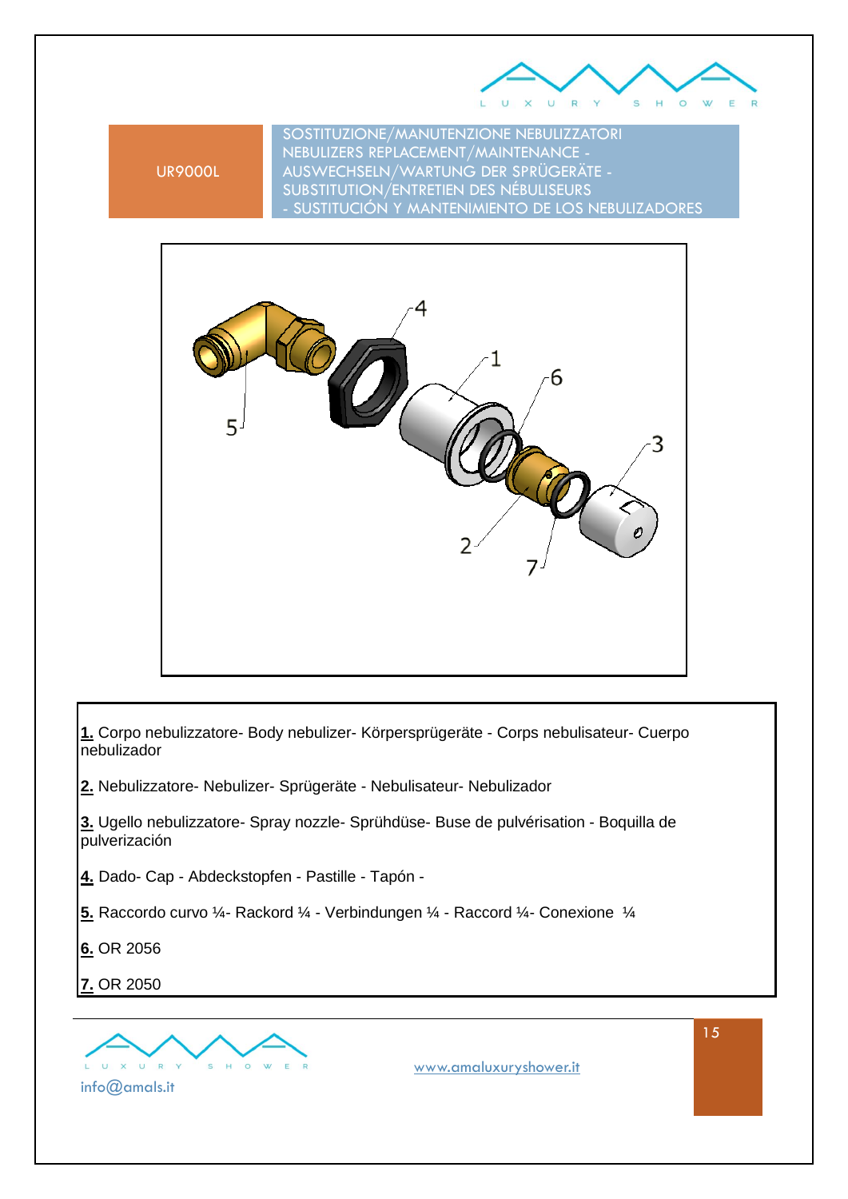UR9000L

## SOSTITUZIONE/MANUTENZIONE NEBULIZZATORI NEBULIZERS REPLACEMENT/MAINTENANCE - AUSWECHSELN/WARTUNG DER SPRÜGERÄTE - SUBSTITUTION/ENTRETIEN DES NÉBULISEURS - SUSTITUCIÓN Y MANTENIMIENTO DE LOS NEBULIZADORES

**1.** Corpo nebulizzatore- Body nebulizer- Körpersprügeräte - Corps nebulisateur- Cuerpo nebulizador

**2.** Nebulizzatore- Nebulizer- Sprügeräte - Nebulisateur- Nebulizador

**3.** Ugello nebulizzatore- Spray nozzle- Sprühdüse- Buse de pulvérisation - Boquilla de pulverización

**4.** Dado- Cap - Abdeckstopfen - Pastille - Tapón -

**5.** Raccordo curvo ¼- Rackord ¼ - Verbindungen ¼ - Raccord ¼- Conexione ¼

**6.** OR 2056

**7.** OR 2050

info@amals.it

www.amaluxuryshower.it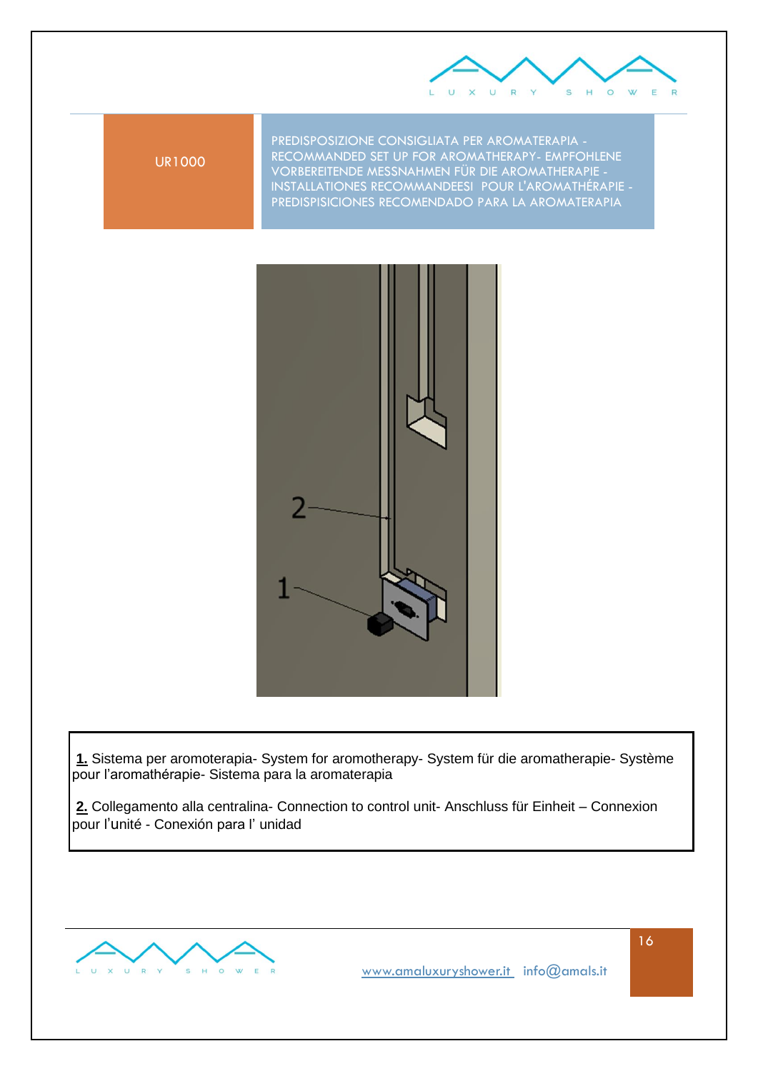UR1000

PREDISPOSIZIONE CONSIGLIATA PER AROMATERAPIA - RECOMMANDED SET UP FOR AROMATHERAPY- EMPFOHLENE VORBEREITENDE MESSNAHMEN FÜR DIE AROMATHERAPIE - INSTALLATIONES RECOMMANDEESI POUR L'AROMATHÉRAPIE - PREDISPISICIONES RECOMENDADO PARA LA AROMATERAPIA

**1.** Sistema per aromoterapia- System for aromotherapy- System für die aromatherapie- Système pour l'aromathérapie- Sistema para la aromaterapia

**2.** Collegamento alla centralina- Connection to control unit- Anschluss für Einheit – Connexion pour l'unité - Conexión para l' unidad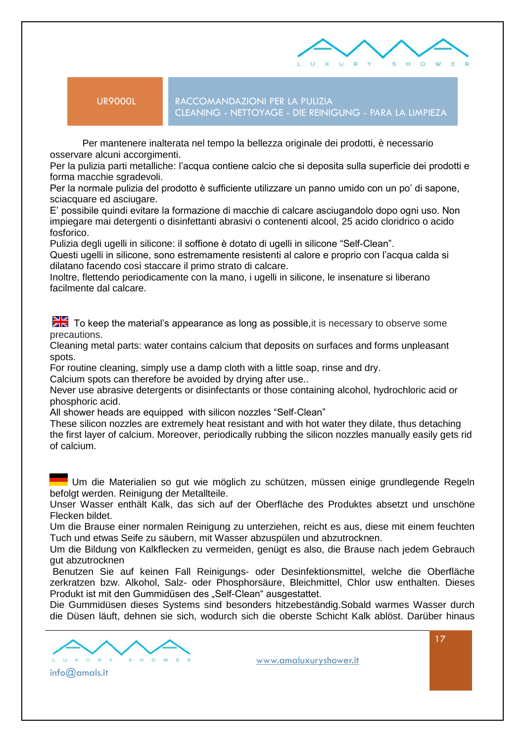UR9000L

## RACCOMANDAZIONI PER LA PULIZIA
## CLEANING - NETTOYAGE - DIE REINIGUNG - PARA LA LIMPIEZA

Per mantenere inalterata nel tempo la bellezza originale dei prodotti, è necessario osservare alcuni accorgimenti.
Per la pulizia parti metalliche: l'acqua contiene calcio che si deposita sulla superficie dei prodotti e forma macchie sgradevoli.
Per la normale pulizia del prodotto è sufficiente utilizzare un panno umido con un po' di sapone, sciacquare ed asciugare.
E' possibile quindi evitare la formazione di macchie di calcare asciugandolo dopo ogni uso. Non impiegare mai detergenti o disinfettanti abrasivi o contenenti alcool, 25 acido cloridrico o acido fosforico.
Pulizia degli ugelli in silicone: il soffione è dotato di ugelli in silicone "Self-Clean".
Questi ugelli in silicone, sono estremamente resistenti al calore e proprio con l'acqua calda si dilatano facendo così staccare il primo strato di calcare.
Inoltre, flettendo periodicamente con la mano, i ugelli in silicone, le insenature si liberano facilmente dal calcare.

To keep the material's appearance as long as possible,it is necessary to observe some precautions.
Cleaning metal parts: water contains calcium that deposits on surfaces and forms unpleasant spots.
For routine cleaning, simply use a damp cloth with a little soap, rinse and dry.
Calcium spots can therefore be avoided by drying after use..
Never use abrasive detergents or disinfectants or those containing alcohol, hydrochloric acid or phosphoric acid.
All shower heads are equipped with silicon nozzles "Self-Clean"
These silicon nozzles are extremely heat resistant and with hot water they dilate, thus detaching the first layer of calcium. Moreover, periodically rubbing the silicon nozzles manually easily gets rid of calcium.

Um die Materialien so gut wie möglich zu schützen, müssen einige grundlegende Regeln befolgt werden. Reinigung der Metallteile.
Unser Wasser enthält Kalk, das sich auf der Oberfläche des Produktes absetzt und unschöne Flecken bildet.
Um die Brause einer normalen Reinigung zu unterziehen, reicht es aus, diese mit einem feuchten Tuch und etwas Seife zu säubern, mit Wasser abzuspülen und abzutrocknen.
Um die Bildung von Kalkflecken zu vermeiden, genügt es also, die Brause nach jedem Gebrauch gut abzutrocknen
Benutzen Sie auf keinen Fall Reinigungs- oder Desinfektionsmittel, welche die Oberfläche zerkratzen bzw. Alkohol, Salz- oder Phosphorsäure, Bleichmittel, Chlor usw enthalten. Dieses Produkt ist mit den Gummidüsen des „Self-Clean" ausgestattet.
Die Gummidüsen dieses Systems sind besonders hitzebeständig.Sobald warmes Wasser durch die Düsen läuft, dehnen sie sich, wodurch sich die oberste Schicht Kalk ablöst. Darüber hinaus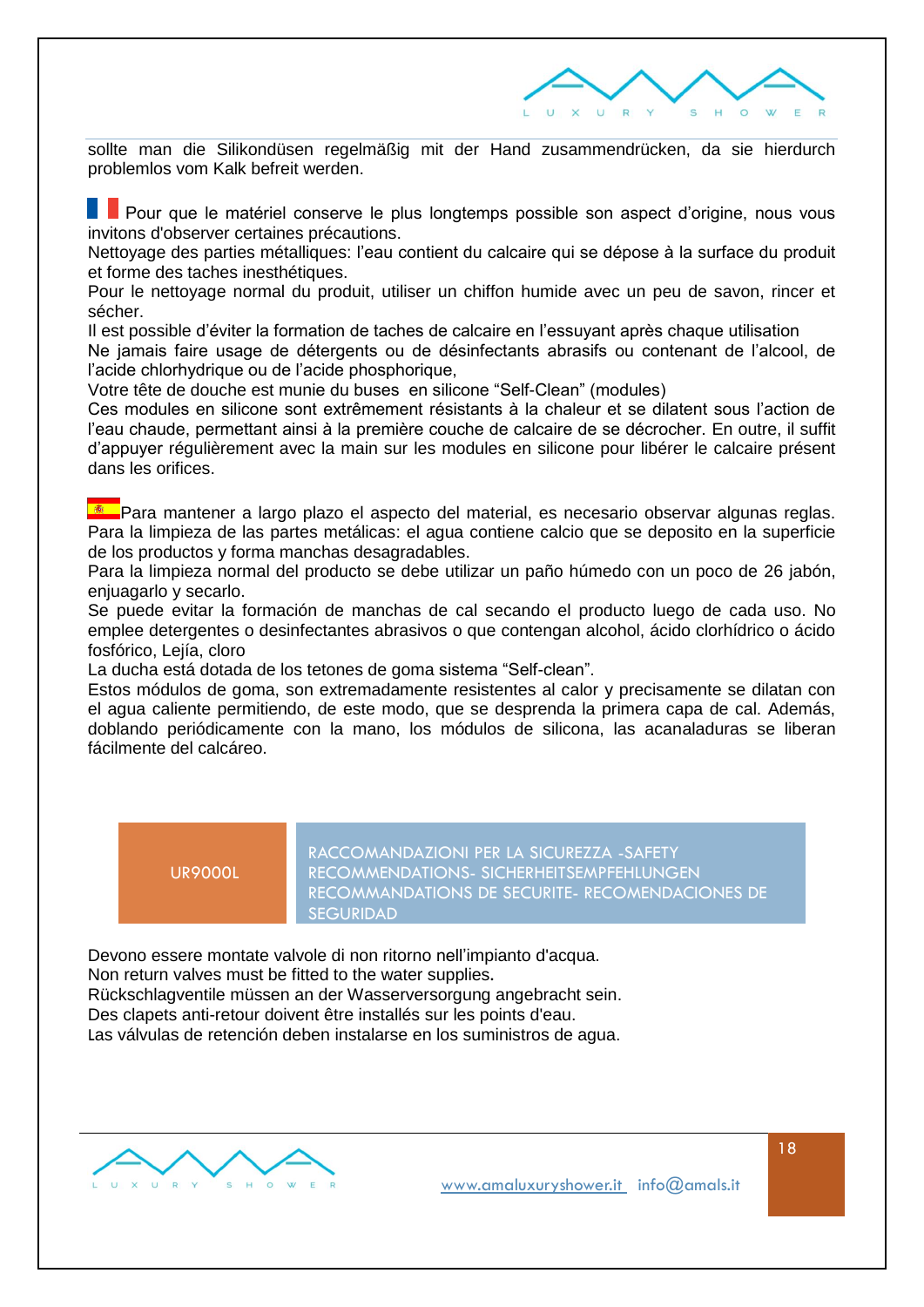sollte man die Silikondüsen regelmäßig mit der Hand zusammendrücken, da sie hierdurch problemlos vom Kalk befreit werden.

Pour que le matériel conserve le plus longtemps possible son aspect d'origine, nous vous invitons d'observer certaines précautions.
Nettoyage des parties métalliques: l'eau contient du calcaire qui se dépose à la surface du produit et forme des taches inesthétiques.
Pour le nettoyage normal du produit, utiliser un chiffon humide avec un peu de savon, rincer et sécher.
Il est possible d'éviter la formation de taches de calcaire en l'essuyant après chaque utilisation
Ne jamais faire usage de détergents ou de désinfectants abrasifs ou contenant de l'alcool, de l'acide chlorhydrique ou de l'acide phosphorique,
Votre tête de douche est munie du buses en silicone "Self-Clean" (modules)
Ces modules en silicone sont extrêmement résistants à la chaleur et se dilatent sous l'action de l'eau chaude, permettant ainsi à la première couche de calcaire de se décrocher. En outre, il suffit d'appuyer régulièrement avec la main sur les modules en silicone pour libérer le calcaire présent dans les orifices.

Para mantener a largo plazo el aspecto del material, es necesario observar algunas reglas.
Para la limpieza de las partes metálicas: el agua contiene calcio que se deposito en la superficie de los productos y forma manchas desagradables.
Para la limpieza normal del producto se debe utilizar un paño húmedo con un poco de 26 jabón, enjuagarlo y secarlo.
Se puede evitar la formación de manchas de cal secando el producto luego de cada uso. No emplee detergentes o desinfectantes abrasivos o que contengan alcohol, ácido clorhídrico o ácido fosfórico, Lejía, cloro
La ducha está dotada de los tetones de goma sistema "Self-clean".
Estos módulos de goma, son extremadamente resistentes al calor y precisamente se dilatan con el agua caliente permitiendo, de este modo, que se desprenda la primera capa de cal. Además, doblando periódicamente con la mano, los módulos de silicona, las acanaladuras se liberan fácilmente del calcáreo.

| UR9000L | RACCOMANDAZIONI PER LA SICUREZZA -SAFETY RECOMMENDATIONS- SICHERHEITSEMPFEHLUNGEN RECOMMANDATIONS DE SECURITE- RECOMENDACIONES DE SEGURIDAD |
|---|---|

Devono essere montate valvole di non ritorno nell'impianto d'acqua.
Non return valves must be fitted to the water supplies.
Rückschlagventile müssen an der Wasserversorgung angebracht sein.
Des clapets anti-retour doivent être installés sur les points d'eau.
Las válvulas de retención deben instalarse en los suministros de agua.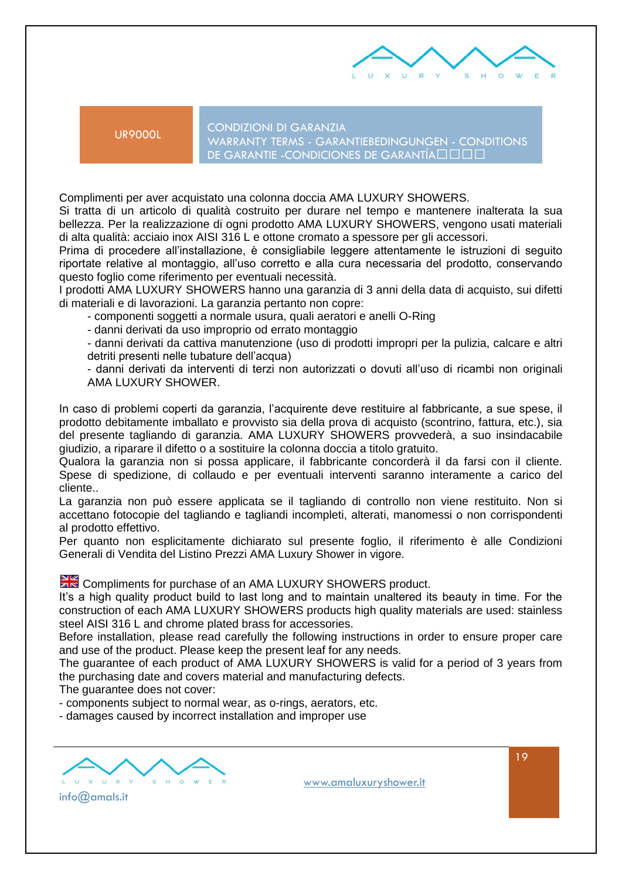UR9000L

## CONDIZIONI DI GARANZIA
## WARRANTY TERMS - GARANTIEBEDINGUNGEN - CONDITIONS DE GARANTIE -CONDICIONES DE GARANTÍA□□□□

Complimenti per aver acquistato una colonna doccia AMA LUXURY SHOWERS.
Si tratta di un articolo di qualità costruito per durare nel tempo e mantenere inalterata la sua bellezza. Per la realizzazione di ogni prodotto AMA LUXURY SHOWERS, vengono usati materiali di alta qualità: acciaio inox AISI 316 L e ottone cromato a spessore per gli accessori.
Prima di procedere all'installazione, è consigliabile leggere attentamente le istruzioni di seguito riportate relative al montaggio, all'uso corretto e alla cura necessaria del prodotto, conservando questo foglio come riferimento per eventuali necessità.
I prodotti AMA LUXURY SHOWERS hanno una garanzia di 3 anni della data di acquisto, sui difetti di materiali e di lavorazioni. La garanzia pertanto non copre:

- componenti soggetti a normale usura, quali aeratori e anelli O-Ring
- danni derivati da uso improprio od errato montaggio
- danni derivati da cattiva manutenzione (uso di prodotti impropri per la pulizia, calcare e altri detriti presenti nelle tubature dell'acqua)
- danni derivati da interventi di terzi non autorizzati o dovuti all'uso di ricambi non originali AMA LUXURY SHOWER.

In caso di problemi coperti da garanzia, l'acquirente deve restituire al fabbricante, a sue spese, il prodotto debitamente imballato e provvisto sia della prova di acquisto (scontrino, fattura, etc.), sia del presente tagliando di garanzia. AMA LUXURY SHOWERS provvederà, a suo insindacabile giudizio, a riparare il difetto o a sostituire la colonna doccia a titolo gratuito.
Qualora la garanzia non si possa applicare, il fabbricante concorderà il da farsi con il cliente. Spese di spedizione, di collaudo e per eventuali interventi saranno interamente a carico del cliente..
La garanzia non può essere applicata se il tagliando di controllo non viene restituito. Non si accettano fotocopie del tagliando e tagliandi incompleti, alterati, manomessi o non corrispondenti al prodotto effettivo.
Per quanto non esplicitamente dichiarato sul presente foglio, il riferimento è alle Condizioni Generali di Vendita del Listino Prezzi AMA Luxury Shower in vigore.

Compliments for purchase of an AMA LUXURY SHOWERS product.
It's a high quality product build to last long and to maintain unaltered its beauty in time. For the construction of each AMA LUXURY SHOWERS products high quality materials are used: stainless steel AISI 316 L and chrome plated brass for accessories.
Before installation, please read carefully the following instructions in order to ensure proper care and use of the product. Please keep the present leaf for any needs.
The guarantee of each product of AMA LUXURY SHOWERS is valid for a period of 3 years from the purchasing date and covers material and manufacturing defects.
The guarantee does not cover:

- components subject to normal wear, as o-rings, aerators, etc.
- damages caused by incorrect installation and improper use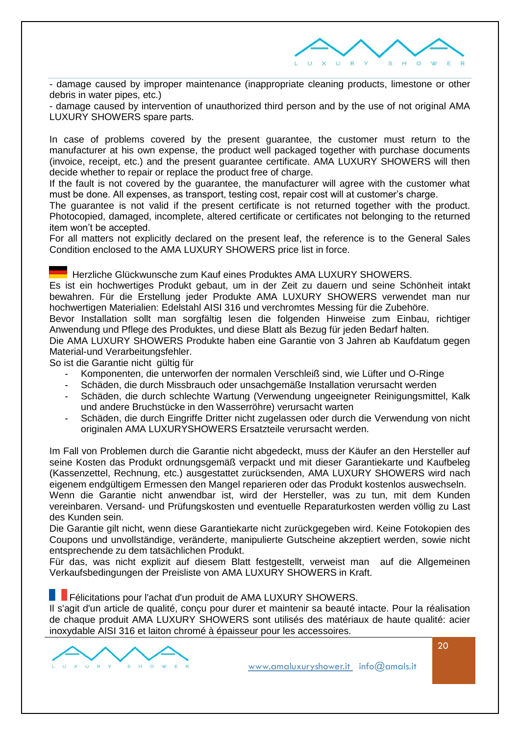- damage caused by improper maintenance (inappropriate cleaning products, limestone or other debris in water pipes, etc.)
- damage caused by intervention of unauthorized third person and by the use of not original AMA LUXURY SHOWERS spare parts.

In case of problems covered by the present guarantee, the customer must return to the manufacturer at his own expense, the product well packaged together with purchase documents (invoice, receipt, etc.) and the present guarantee certificate. AMA LUXURY SHOWERS will then decide whether to repair or replace the product free of charge.
If the fault is not covered by the guarantee, the manufacturer will agree with the customer what must be done. All expenses, as transport, testing cost, repair cost will at customer's charge.
The guarantee is not valid if the present certificate is not returned together with the product. Photocopied, damaged, incomplete, altered certificate or certificates not belonging to the returned item won't be accepted.
For all matters not explicitly declared on the present leaf, the reference is to the General Sales Condition enclosed to the AMA LUXURY SHOWERS price list in force.

Herzliche Glückwunsche zum Kauf eines Produktes AMA LUXURY SHOWERS.
Es ist ein hochwertiges Produkt gebaut, um in der Zeit zu dauern und seine Schönheit intakt bewahren. Für die Erstellung jeder Produkte AMA LUXURY SHOWERS verwendet man nur hochwertigen Materialien: Edelstahl AISI 316 und verchromtes Messing für die Zubehöre.
Bevor Installation sollt man sorgfältig lesen die folgenden Hinweise zum Einbau, richtiger Anwendung und Pflege des Produktes, und diese Blatt als Bezug für jeden Bedarf halten.
Die AMA LUXURY SHOWERS Produkte haben eine Garantie von 3 Jahren ab Kaufdatum gegen Material-und Verarbeitungsfehler.
So ist die Garantie nicht gültig für

- Komponenten, die unterworfen der normalen Verschleiß sind, wie Lüfter und O-Ringe
- Schäden, die durch Missbrauch oder unsachgemäße Installation verursacht werden
- Schäden, die durch schlechte Wartung (Verwendung ungeeigneter Reinigungsmittel, Kalk und andere Bruchstücke in den Wasserröhre) verursacht warten
- Schäden, die durch Eingriffe Dritter nicht zugelassen oder durch die Verwendung von nicht originalen AMA LUXURYSHOWERS Ersatzteile verursacht werden.

Im Fall von Problemen durch die Garantie nicht abgedeckt, muss der Käufer an den Hersteller auf seine Kosten das Produkt ordnungsgemäß verpackt und mit dieser Garantiekarte und Kaufbeleg (Kassenzettel, Rechnung, etc.) ausgestattet zurücksenden, AMA LUXURY SHOWERS wird nach eigenem endgültigem Ermessen den Mangel reparieren oder das Produkt kostenlos auswechseln.
Wenn die Garantie nicht anwendbar ist, wird der Hersteller, was zu tun, mit dem Kunden vereinbaren. Versand- und Prüfungskosten und eventuelle Reparaturkosten werden völlig zu Last des Kunden sein.
Die Garantie gilt nicht, wenn diese Garantiekarte nicht zurückgegeben wird. Keine Fotokopien des Coupons und unvollständige, veränderte, manipulierte Gutscheine akzeptiert werden, sowie nicht entsprechende zu dem tatsächlichen Produkt.
Für das, was nicht explizit auf diesem Blatt festgestellt, verweist man auf die Allgemeinen Verkaufsbedingungen der Preisliste von AMA LUXURY SHOWERS in Kraft.

Félicitations pour l'achat d'un produit de AMA LUXURY SHOWERS.
Il s'agit d'un article de qualité, conçu pour durer et maintenir sa beauté intacte. Pour la réalisation de chaque produit AMA LUXURY SHOWERS sont utilisés des matériaux de haute qualité: acier inoxydable AISI 316 et laiton chromé à épaisseur pour les accessoires.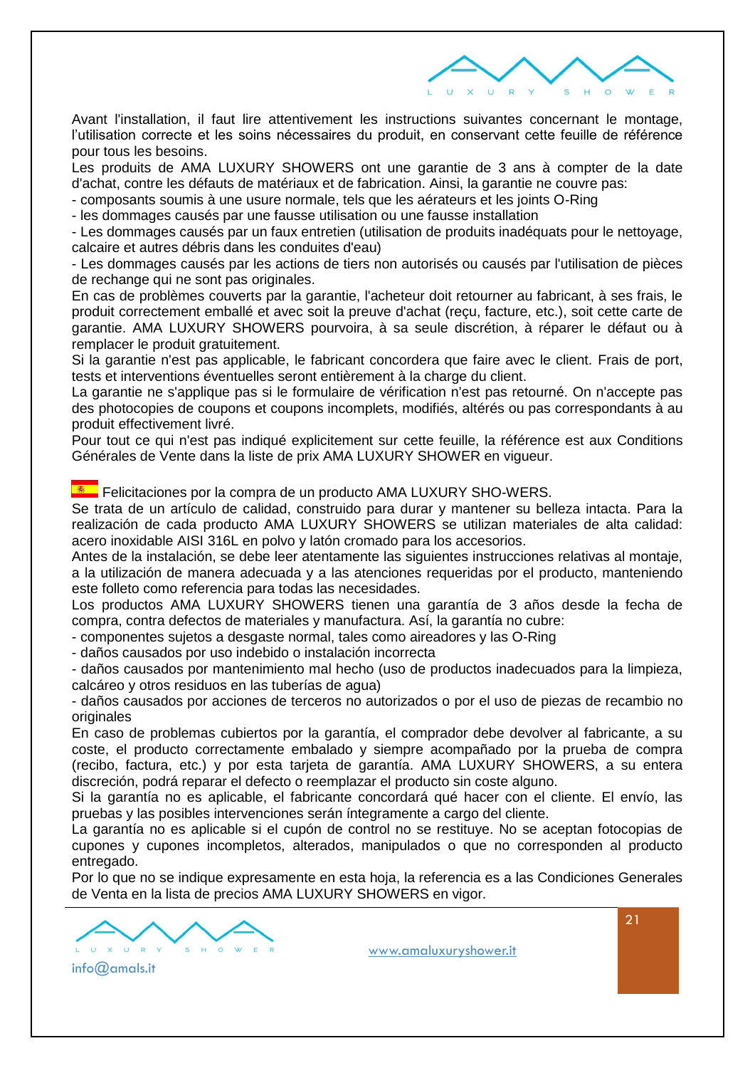Avant l'installation, il faut lire attentivement les instructions suivantes concernant le montage, l'utilisation correcte et les soins nécessaires du produit, en conservant cette feuille de référence pour tous les besoins.

Les produits de AMA LUXURY SHOWERS ont une garantie de 3 ans à compter de la date d'achat, contre les défauts de matériaux et de fabrication. Ainsi, la garantie ne couvre pas:

- composants soumis à une usure normale, tels que les aérateurs et les joints O-Ring
- les dommages causés par une fausse utilisation ou une fausse installation
- Les dommages causés par un faux entretien (utilisation de produits inadéquats pour le nettoyage, calcaire et autres débris dans les conduites d'eau)
- Les dommages causés par les actions de tiers non autorisés ou causés par l'utilisation de pièces de rechange qui ne sont pas originales.

En cas de problèmes couverts par la garantie, l'acheteur doit retourner au fabricant, à ses frais, le produit correctement emballé et avec soit la preuve d'achat (reçu, facture, etc.), soit cette carte de garantie. AMA LUXURY SHOWERS pourvoira, à sa seule discrétion, à réparer le défaut ou à remplacer le produit gratuitement.

Si la garantie n'est pas applicable, le fabricant concordera que faire avec le client. Frais de port, tests et interventions éventuelles seront entièrement à la charge du client.

La garantie ne s'applique pas si le formulaire de vérification n'est pas retourné. On n'accepte pas des photocopies de coupons et coupons incomplets, modifiés, altérés ou pas correspondants à au produit effectivement livré.

Pour tout ce qui n'est pas indiqué explicitement sur cette feuille, la référence est aux Conditions Générales de Vente dans la liste de prix AMA LUXURY SHOWER en vigueur.

Felicitaciones por la compra de un producto AMA LUXURY SHO-WERS.

Se trata de un artículo de calidad, construido para durar y mantener su belleza intacta. Para la realización de cada producto AMA LUXURY SHOWERS se utilizan materiales de alta calidad: acero inoxidable AISI 316L en polvo y latón cromado para los accesorios.

Antes de la instalación, se debe leer atentamente las siguientes instrucciones relativas al montaje, a la utilización de manera adecuada y a las atenciones requeridas por el producto, manteniendo este folleto como referencia para todas las necesidades.

Los productos AMA LUXURY SHOWERS tienen una garantía de 3 años desde la fecha de compra, contra defectos de materiales y manufactura. Así, la garantía no cubre:

- componentes sujetos a desgaste normal, tales como aireadores y las O-Ring
- daños causados por uso indebido o instalación incorrecta
- daños causados por mantenimiento mal hecho (uso de productos inadecuados para la limpieza, calcáreo y otros residuos en las tuberías de agua)
- daños causados por acciones de terceros no autorizados o por el uso de piezas de recambio no originales

En caso de problemas cubiertos por la garantía, el comprador debe devolver al fabricante, a su coste, el producto correctamente embalado y siempre acompañado por la prueba de compra (recibo, factura, etc.) y por esta tarjeta de garantía. AMA LUXURY SHOWERS, a su entera discreción, podrá reparar el defecto o reemplazar el producto sin coste alguno.

Si la garantía no es aplicable, el fabricante concordará qué hacer con el cliente. El envío, las pruebas y las posibles intervenciones serán íntegramente a cargo del cliente.

La garantía no es aplicable si el cupón de control no se restituye. No se aceptan fotocopias de cupones y cupones incompletos, alterados, manipulados o que no corresponden al producto entregado.

Por lo que no se indique expresamente en esta hoja, la referencia es a las Condiciones Generales de Venta en la lista de precios AMA LUXURY SHOWERS en vigor.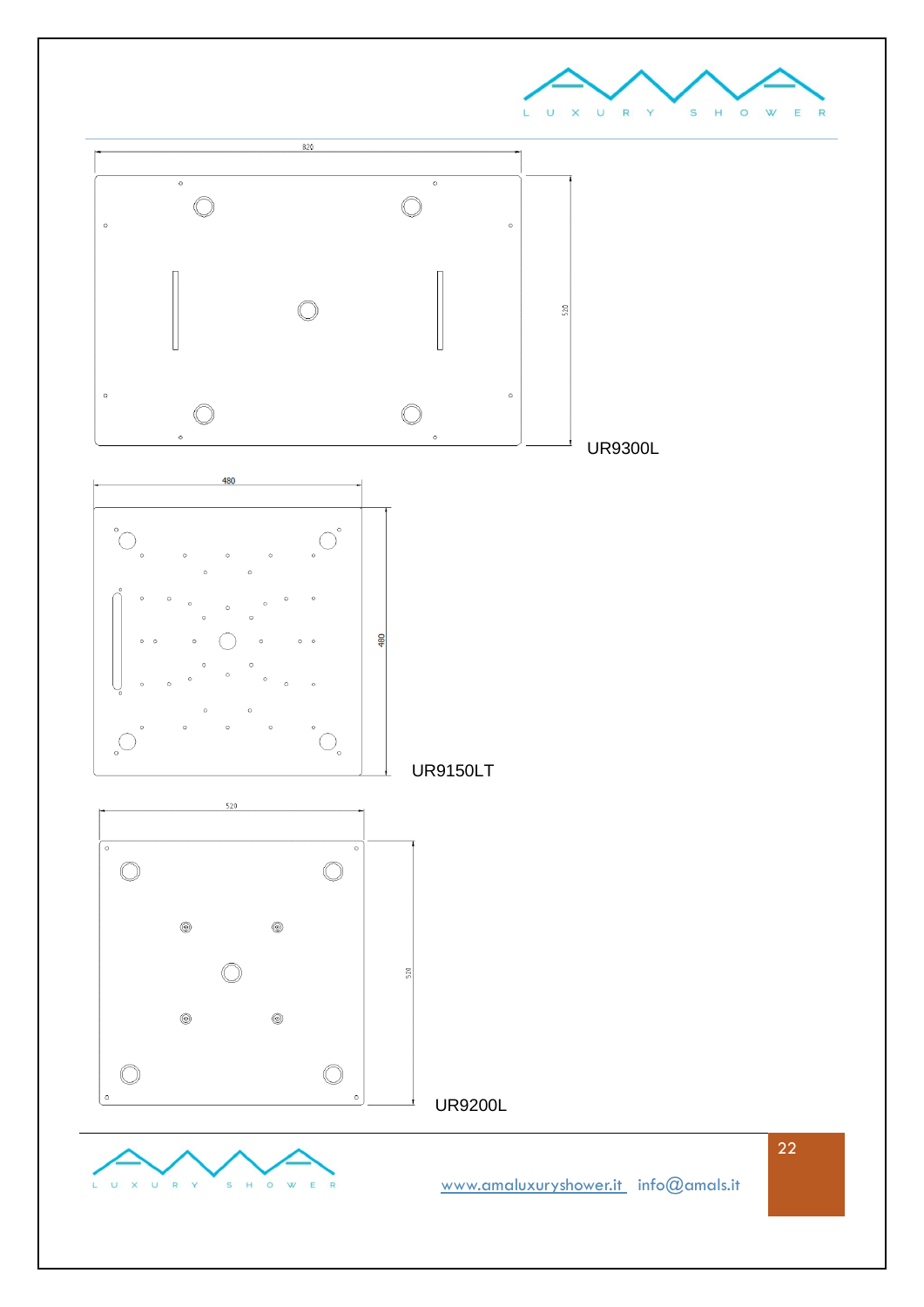820

520

UR9300L

480

480

UR9150LT

520

520

UR9200L

www.amaluxuryshower.it info@amals.it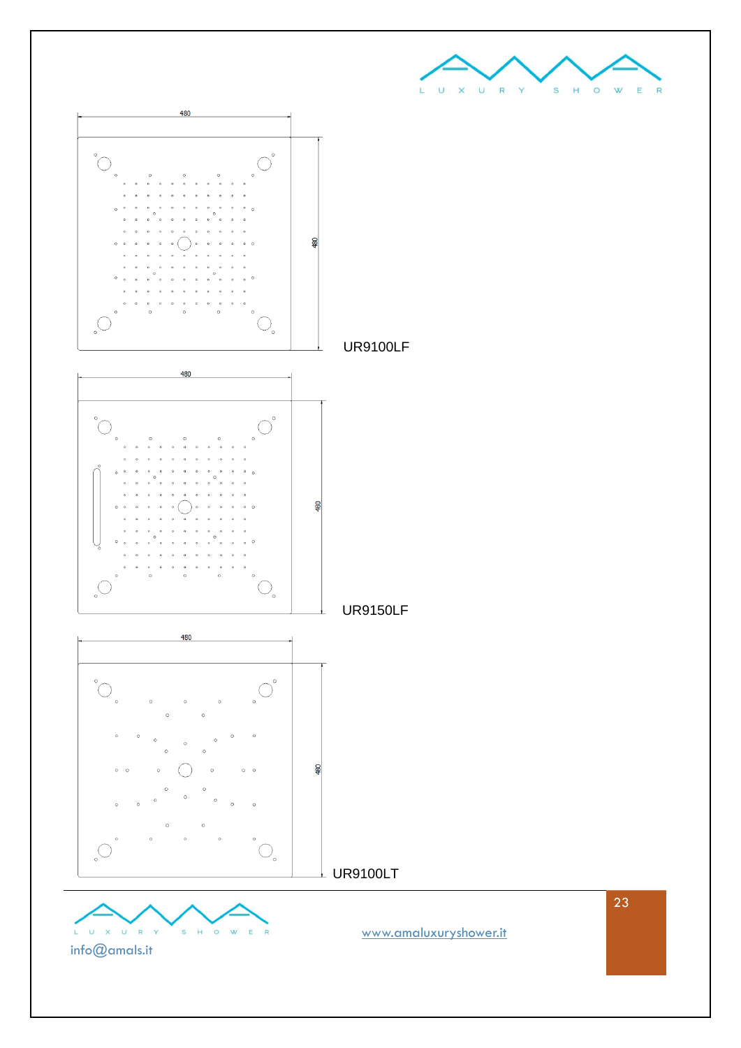480

480

UR9100LF

480

480

UR9150LF

480

480

UR9100LT

www.amaluxuryshower.it

info@amals.it